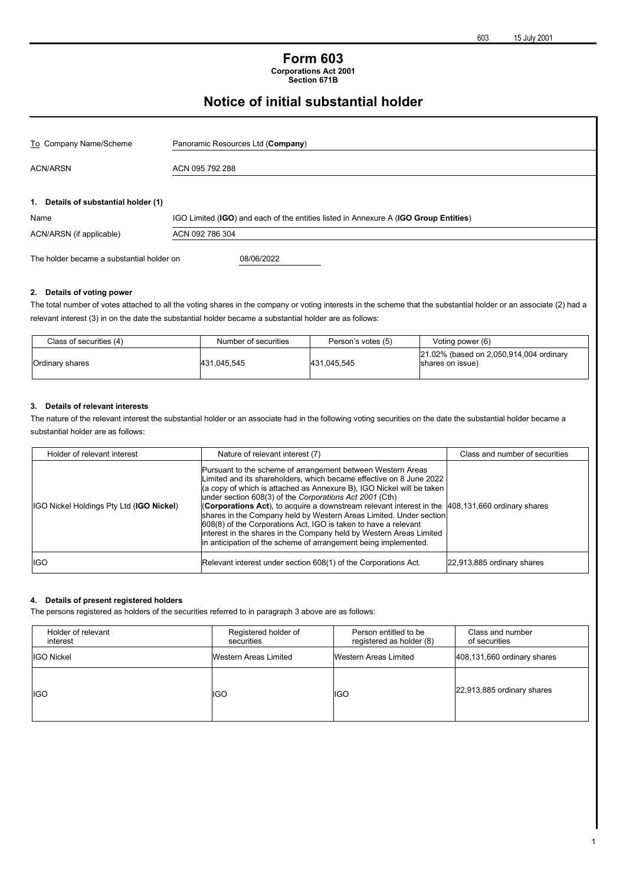# Form 603

**Corporations Act 2001**
**Section 671B**

## Notice of initial substantial holder

| To Company Name/Scheme | Panoramic Resources Ltd (**Company**) |
|---|---|
| ACN/ARSN | ACN 095 792 288 |

### 1. Details of substantial holder (1)

| Name | IGO Limited (**IGO**) and each of the entities listed in Annexure A (**IGO Group Entities**) |
|---|---|
| ACN/ARSN (if applicable) | ACN 092 786 304 |

The holder became a substantial holder on 08/06/2022

### 2. Details of voting power

The total number of votes attached to all the voting shares in the company or voting interests in the scheme that the substantial holder or an associate (2) had a relevant interest (3) in on the date the substantial holder became a substantial holder are as follows:

| Class of securities (4) | Number of securities | Person's votes (5) | Voting power (6) |
|---|---|---|---|
| Ordinary shares | 431,045,545 | 431,045,545 | 21.02% (based on 2,050,914,004 ordinary shares on issue) |

### 3. Details of relevant interests

The nature of the relevant interest the substantial holder or an associate had in the following voting securities on the date the substantial holder became a substantial holder are as follows:

| Holder of relevant interest | Nature of relevant interest (7) | Class and number of securities |
|---|---|---|
| IGO Nickel Holdings Pty Ltd (**IGO Nickel**) | Pursuant to the scheme of arrangement between Western Areas Limited and its shareholders, which became effective on 8 June 2022 (a copy of which is attached as Annexure B), IGO Nickel will be taken under section 608(3) of the *Corporations Act 2001* (Cth) (**Corporations Act**), to acquire a downstream relevant interest in the shares in the Company held by Western Areas Limited. Under section 608(8) of the Corporations Act, IGO is taken to have a relevant interest in the shares in the Company held by Western Areas Limited in anticipation of the scheme of arrangement being implemented. | 408,131,660 ordinary shares |
| IGO | Relevant interest under section 608(1) of the Corporations Act. | 22,913,885 ordinary shares |

### 4. Details of present registered holders

The persons registered as holders of the securities referred to in paragraph 3 above are as follows:

| Holder of relevant interest | Registered holder of securities | Person entitled to be registered as holder (8) | Class and number of securities |
|---|---|---|---|
| IGO Nickel | Western Areas Limited | Western Areas Limited | 408,131,660 ordinary shares |
| IGO | IGO | IGO | 22,913,885 ordinary shares |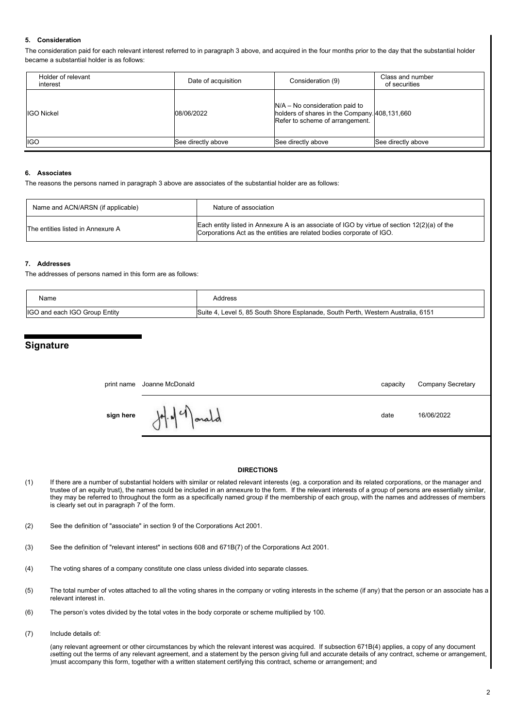#### 5. Consideration

The consideration paid for each relevant interest referred to in paragraph 3 above, and acquired in the four months prior to the day that the substantial holder became a substantial holder is as follows:

| Holder of relevant interest | Date of acquisition | Consideration (9) | Class and number of securities |
|---|---|---|---|
| IGO Nickel | 08/06/2022 | N/A – No consideration paid to holders of shares in the Company. Refer to scheme of arrangement. | 408,131,660 |
| IGO | See directly above | See directly above | See directly above |

#### 6. Associates

The reasons the persons named in paragraph 3 above are associates of the substantial holder are as follows:

| Name and ACN/ARSN (if applicable) | Nature of association |
|---|---|
| The entities listed in Annexure A | Each entity listed in Annexure A is an associate of IGO by virtue of section 12(2)(a) of the Corporations Act as the entities are related bodies corporate of IGO. |

#### 7. Addresses

The addresses of persons named in this form are as follows:

| Name | Address |
|---|---|
| IGO and each IGO Group Entity | Suite 4, Level 5, 85 South Shore Esplanade, South Perth, Western Australia, 6151 |

## Signature

print name Joanne McDonald capacity Company Secretary

**sign here** [signature] date 16/06/2022

**DIRECTIONS**

(1) If there are a number of substantial holders with similar or related relevant interests (eg. a corporation and its related corporations, or the manager and trustee of an equity trust), the names could be included in an annexure to the form. If the relevant interests of a group of persons are essentially similar, they may be referred to throughout the form as a specifically named group if the membership of each group, with the names and addresses of members is clearly set out in paragraph 7 of the form.

(2) See the definition of "associate" in section 9 of the Corporations Act 2001.

(3) See the definition of "relevant interest" in sections 608 and 671B(7) of the Corporations Act 2001.

(4) The voting shares of a company constitute one class unless divided into separate classes.

(5) The total number of votes attached to all the voting shares in the company or voting interests in the scheme (if any) that the person or an associate has a relevant interest in.

(6) The person's votes divided by the total votes in the body corporate or scheme multiplied by 100.

(7) Include details of:

(any relevant agreement or other circumstances by which the relevant interest was acquired. If subsection 671B(4) applies, a copy of any document setting out the terms of any relevant agreement, and a statement by the person giving full and accurate details of any contract, scheme or arrangement, )must accompany this form, together with a written statement certifying this contract, scheme or arrangement; and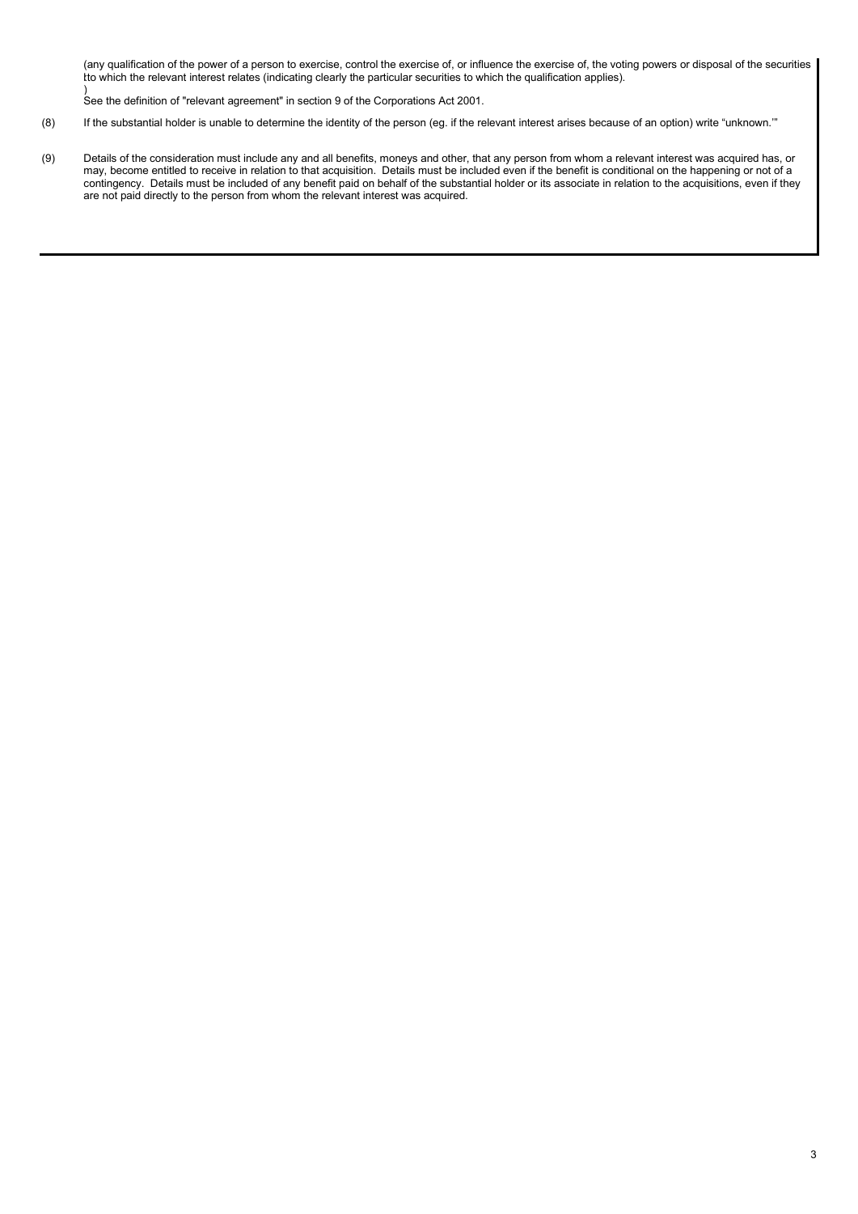(any qualification of the power of a person to exercise, control the exercise of, or influence the exercise of, the voting powers or disposal of the securities tto which the relevant interest relates (indicating clearly the particular securities to which the qualification applies).

)
See the definition of "relevant agreement" in section 9 of the Corporations Act 2001.

(8) If the substantial holder is unable to determine the identity of the person (eg. if the relevant interest arises because of an option) write "unknown."'

(9) Details of the consideration must include any and all benefits, moneys and other, that any person from whom a relevant interest was acquired has, or may, become entitled to receive in relation to that acquisition. Details must be included even if the benefit is conditional on the happening or not of a contingency. Details must be included of any benefit paid on behalf of the substantial holder or its associate in relation to the acquisitions, even if they are not paid directly to the person from whom the relevant interest was acquired.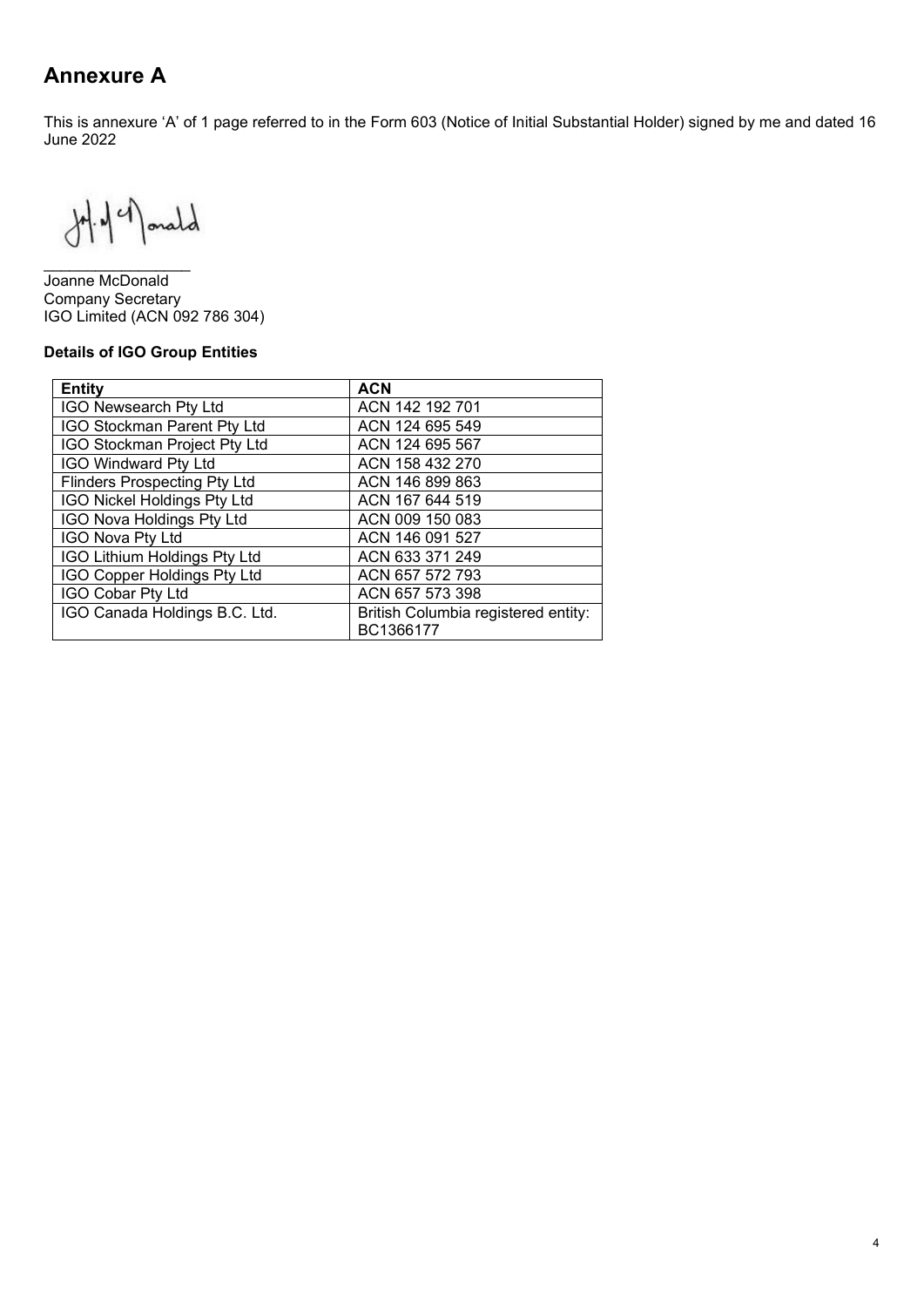# Annexure A

This is annexure 'A' of 1 page referred to in the Form 603 (Notice of Initial Substantial Holder) signed by me and dated 16 June 2022

Joanne McDonald
Company Secretary
IGO Limited (ACN 092 786 304)

**Details of IGO Group Entities**

| Entity | ACN |
|---|---|
| IGO Newsearch Pty Ltd | ACN 142 192 701 |
| IGO Stockman Parent Pty Ltd | ACN 124 695 549 |
| IGO Stockman Project Pty Ltd | ACN 124 695 567 |
| IGO Windward Pty Ltd | ACN 158 432 270 |
| Flinders Prospecting Pty Ltd | ACN 146 899 863 |
| IGO Nickel Holdings Pty Ltd | ACN 167 644 519 |
| IGO Nova Holdings Pty Ltd | ACN 009 150 083 |
| IGO Nova Pty Ltd | ACN 146 091 527 |
| IGO Lithium Holdings Pty Ltd | ACN 633 371 249 |
| IGO Copper Holdings Pty Ltd | ACN 657 572 793 |
| IGO Cobar Pty Ltd | ACN 657 573 398 |
| IGO Canada Holdings B.C. Ltd. | British Columbia registered entity: BC1366177 |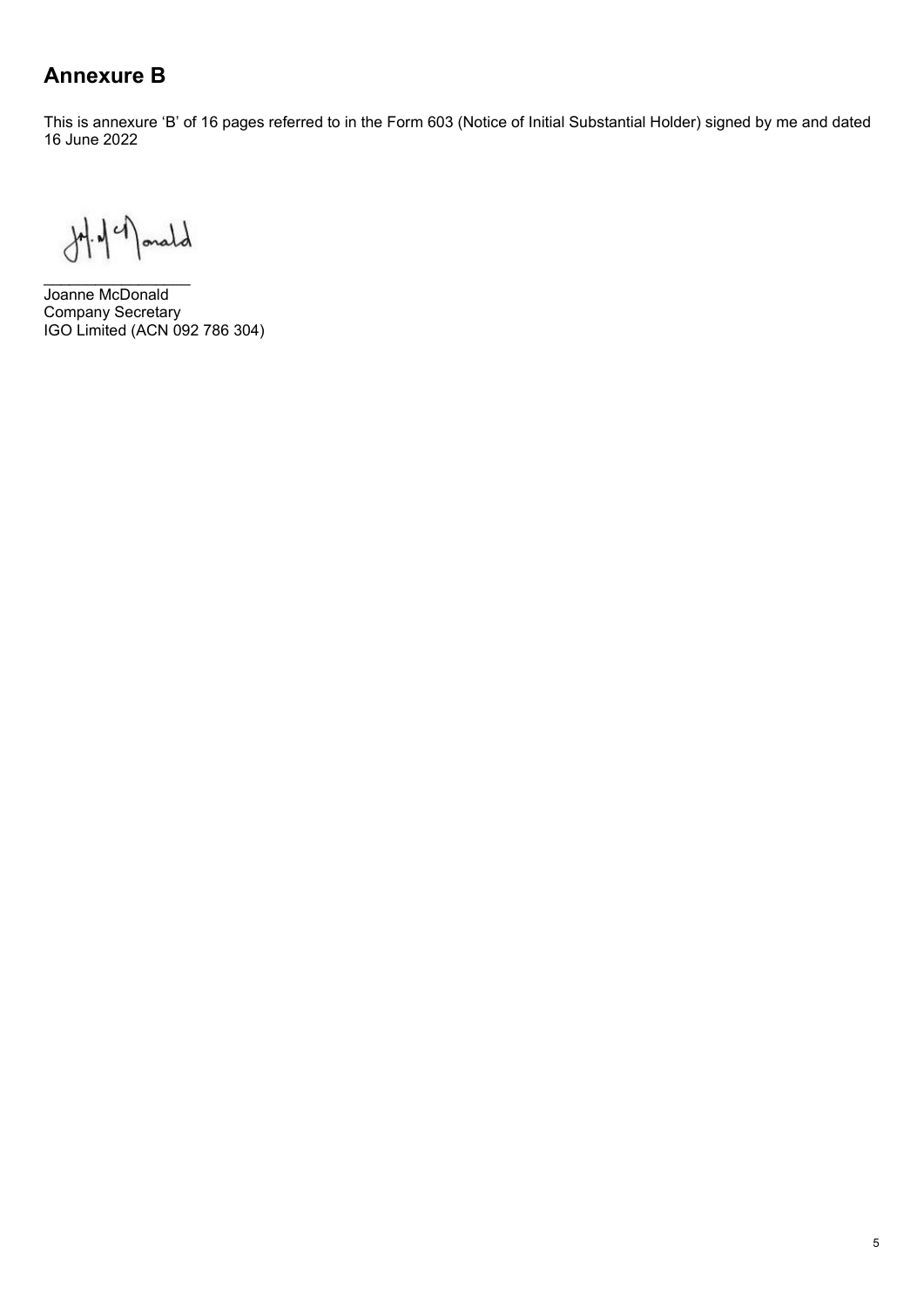# Annexure B

This is annexure 'B' of 16 pages referred to in the Form 603 (Notice of Initial Substantial Holder) signed by me and dated 16 June 2022

Joanne McDonald
Company Secretary
IGO Limited (ACN 092 786 304)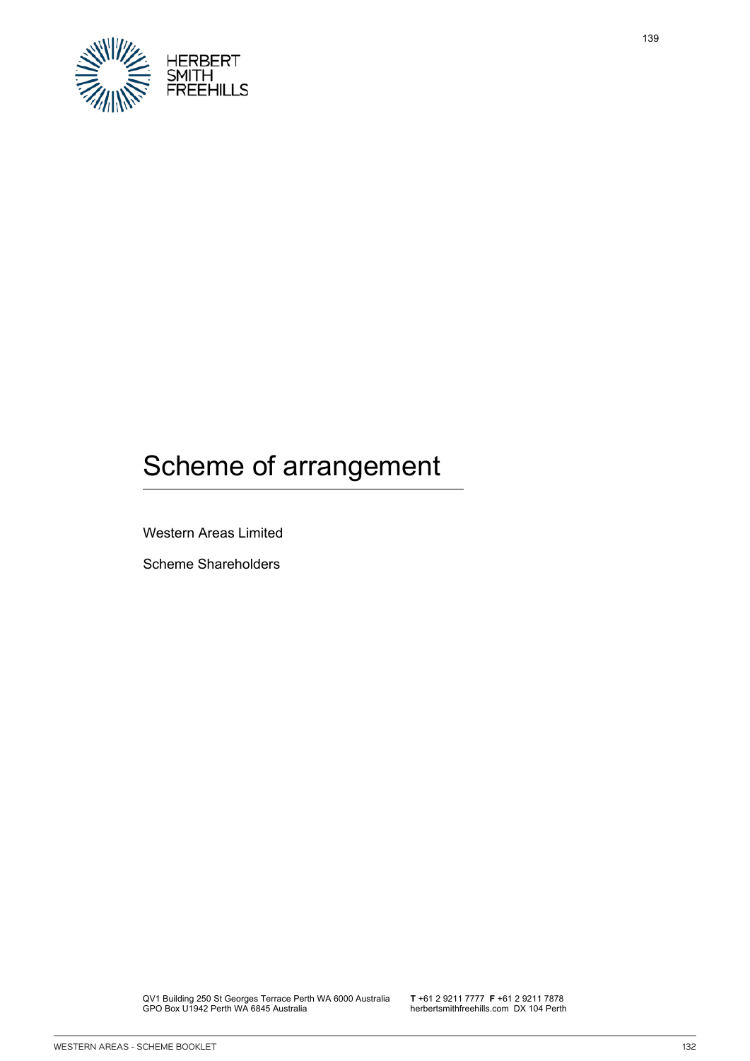HERBERT SMITH FREEHILLS

# Scheme of arrangement

Western Areas Limited

Scheme Shareholders

QV1 Building 250 St Georges Terrace Perth WA 6000 Australia
GPO Box U1942 Perth WA 6845 Australia

**T** +61 2 9211 7777 **F** +61 2 9211 7878
herbertsmithfreehills.com DX 104 Perth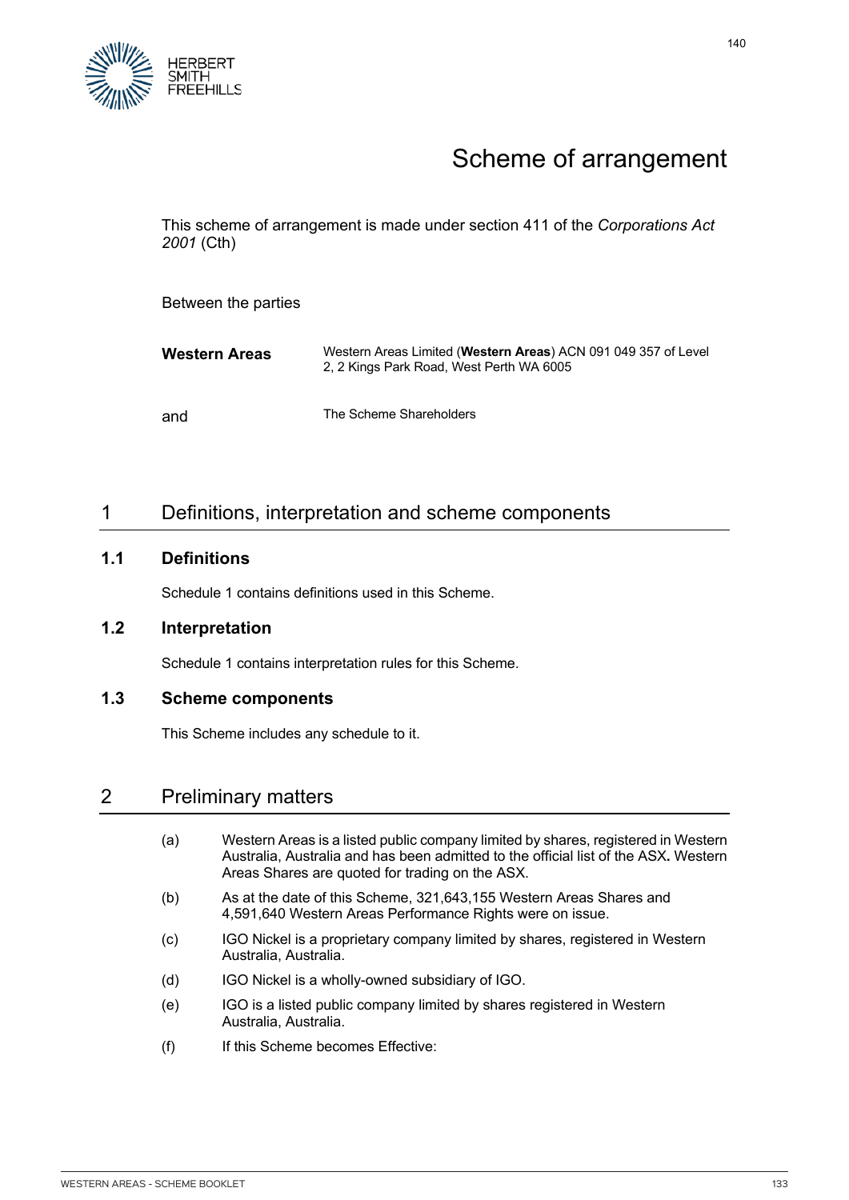# Scheme of arrangement

This scheme of arrangement is made under section 411 of the *Corporations Act 2001* (Cth)

Between the parties

| | |
|---|---|
| **Western Areas** | Western Areas Limited (**Western Areas**) ACN 091 049 357 of Level 2, 2 Kings Park Road, West Perth WA 6005 |
| and | The Scheme Shareholders |

## 1 Definitions, interpretation and scheme components

### 1.1 Definitions

Schedule 1 contains definitions used in this Scheme.

### 1.2 Interpretation

Schedule 1 contains interpretation rules for this Scheme.

### 1.3 Scheme components

This Scheme includes any schedule to it.

## 2 Preliminary matters

(a) Western Areas is a listed public company limited by shares, registered in Western Australia, Australia and has been admitted to the official list of the ASX**.** Western Areas Shares are quoted for trading on the ASX.

(b) As at the date of this Scheme, 321,643,155 Western Areas Shares and 4,591,640 Western Areas Performance Rights were on issue.

(c) IGO Nickel is a proprietary company limited by shares, registered in Western Australia, Australia.

(d) IGO Nickel is a wholly-owned subsidiary of IGO.

(e) IGO is a listed public company limited by shares registered in Western Australia, Australia.

(f) If this Scheme becomes Effective: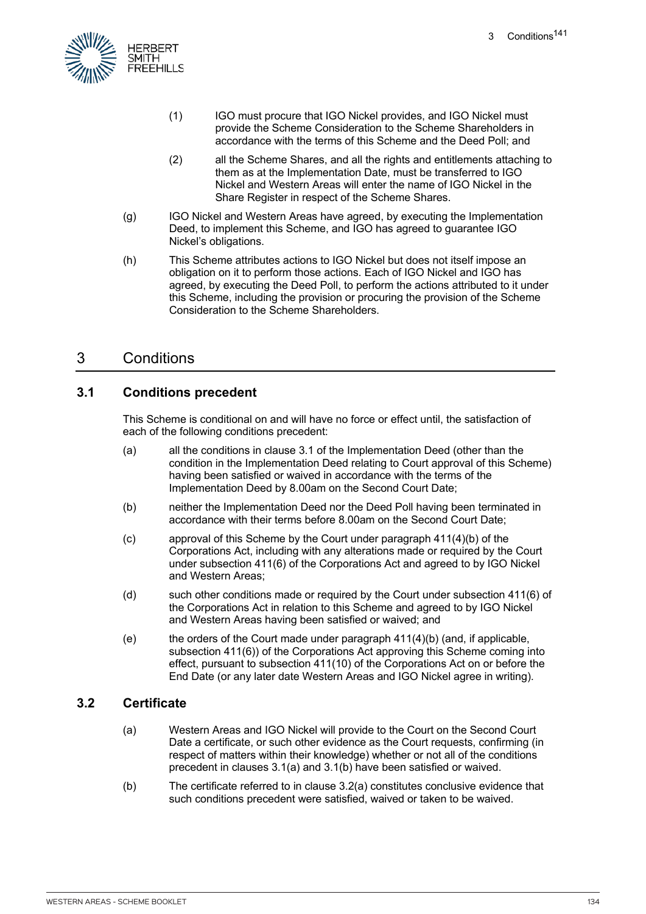(1) IGO must procure that IGO Nickel provides, and IGO Nickel must provide the Scheme Consideration to the Scheme Shareholders in accordance with the terms of this Scheme and the Deed Poll; and

(2) all the Scheme Shares, and all the rights and entitlements attaching to them as at the Implementation Date, must be transferred to IGO Nickel and Western Areas will enter the name of IGO Nickel in the Share Register in respect of the Scheme Shares.

(g) IGO Nickel and Western Areas have agreed, by executing the Implementation Deed, to implement this Scheme, and IGO has agreed to guarantee IGO Nickel's obligations.

(h) This Scheme attributes actions to IGO Nickel but does not itself impose an obligation on it to perform those actions. Each of IGO Nickel and IGO has agreed, by executing the Deed Poll, to perform the actions attributed to it under this Scheme, including the provision or procuring the provision of the Scheme Consideration to the Scheme Shareholders.

## 3 Conditions

### 3.1 Conditions precedent

This Scheme is conditional on and will have no force or effect until, the satisfaction of each of the following conditions precedent:

(a) all the conditions in clause 3.1 of the Implementation Deed (other than the condition in the Implementation Deed relating to Court approval of this Scheme) having been satisfied or waived in accordance with the terms of the Implementation Deed by 8.00am on the Second Court Date;

(b) neither the Implementation Deed nor the Deed Poll having been terminated in accordance with their terms before 8.00am on the Second Court Date;

(c) approval of this Scheme by the Court under paragraph 411(4)(b) of the Corporations Act, including with any alterations made or required by the Court under subsection 411(6) of the Corporations Act and agreed to by IGO Nickel and Western Areas;

(d) such other conditions made or required by the Court under subsection 411(6) of the Corporations Act in relation to this Scheme and agreed to by IGO Nickel and Western Areas having been satisfied or waived; and

(e) the orders of the Court made under paragraph 411(4)(b) (and, if applicable, subsection 411(6)) of the Corporations Act approving this Scheme coming into effect, pursuant to subsection 411(10) of the Corporations Act on or before the End Date (or any later date Western Areas and IGO Nickel agree in writing).

### 3.2 Certificate

(a) Western Areas and IGO Nickel will provide to the Court on the Second Court Date a certificate, or such other evidence as the Court requests, confirming (in respect of matters within their knowledge) whether or not all of the conditions precedent in clauses 3.1(a) and 3.1(b) have been satisfied or waived.

(b) The certificate referred to in clause 3.2(a) constitutes conclusive evidence that such conditions precedent were satisfied, waived or taken to be waived.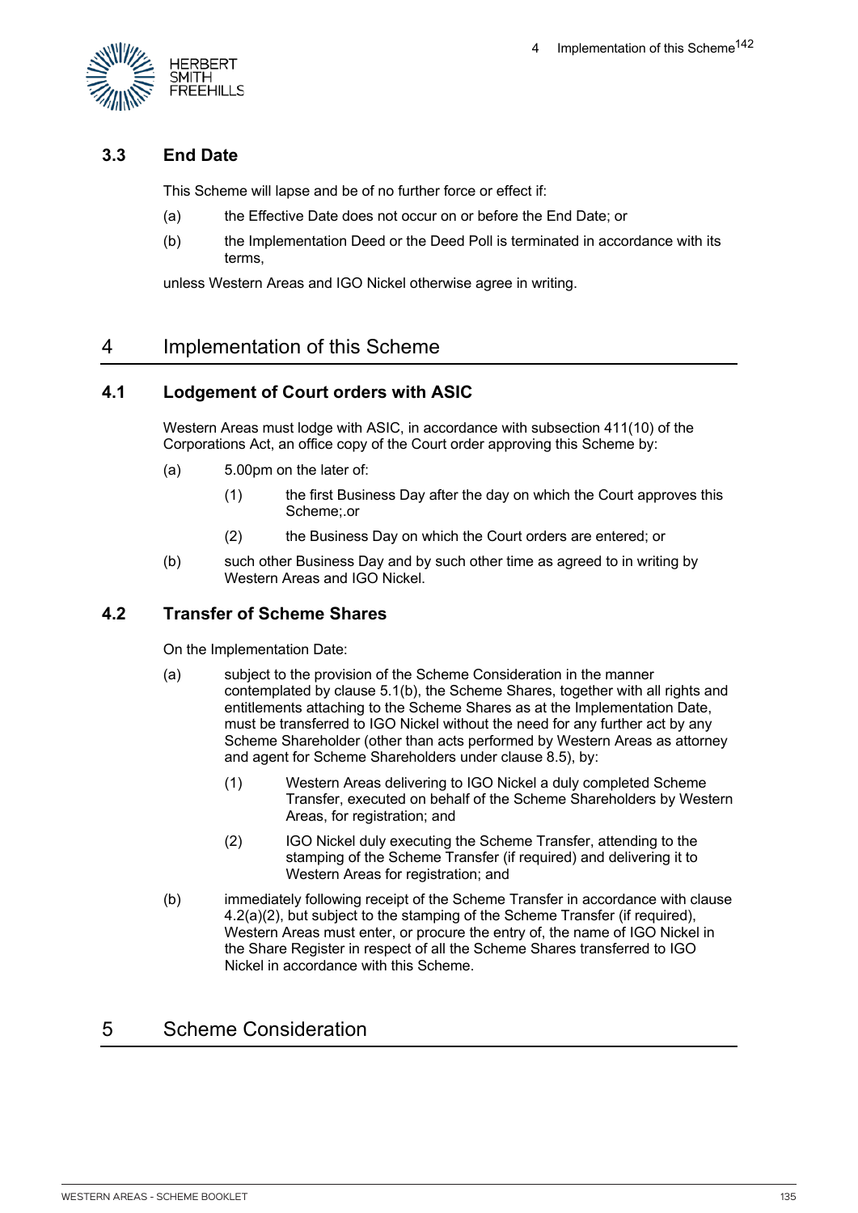### 3.3 End Date

This Scheme will lapse and be of no further force or effect if:

(a) the Effective Date does not occur on or before the End Date; or

(b) the Implementation Deed or the Deed Poll is terminated in accordance with its terms,

unless Western Areas and IGO Nickel otherwise agree in writing.

## 4 Implementation of this Scheme

### 4.1 Lodgement of Court orders with ASIC

Western Areas must lodge with ASIC, in accordance with subsection 411(10) of the Corporations Act, an office copy of the Court order approving this Scheme by:

(a) 5.00pm on the later of:

   (1) the first Business Day after the day on which the Court approves this Scheme;.or

   (2) the Business Day on which the Court orders are entered; or

(b) such other Business Day and by such other time as agreed to in writing by Western Areas and IGO Nickel.

### 4.2 Transfer of Scheme Shares

On the Implementation Date:

(a) subject to the provision of the Scheme Consideration in the manner contemplated by clause 5.1(b), the Scheme Shares, together with all rights and entitlements attaching to the Scheme Shares as at the Implementation Date, must be transferred to IGO Nickel without the need for any further act by any Scheme Shareholder (other than acts performed by Western Areas as attorney and agent for Scheme Shareholders under clause 8.5), by:

   (1) Western Areas delivering to IGO Nickel a duly completed Scheme Transfer, executed on behalf of the Scheme Shareholders by Western Areas, for registration; and

   (2) IGO Nickel duly executing the Scheme Transfer, attending to the stamping of the Scheme Transfer (if required) and delivering it to Western Areas for registration; and

(b) immediately following receipt of the Scheme Transfer in accordance with clause 4.2(a)(2), but subject to the stamping of the Scheme Transfer (if required), Western Areas must enter, or procure the entry of, the name of IGO Nickel in the Share Register in respect of all the Scheme Shares transferred to IGO Nickel in accordance with this Scheme.

## 5 Scheme Consideration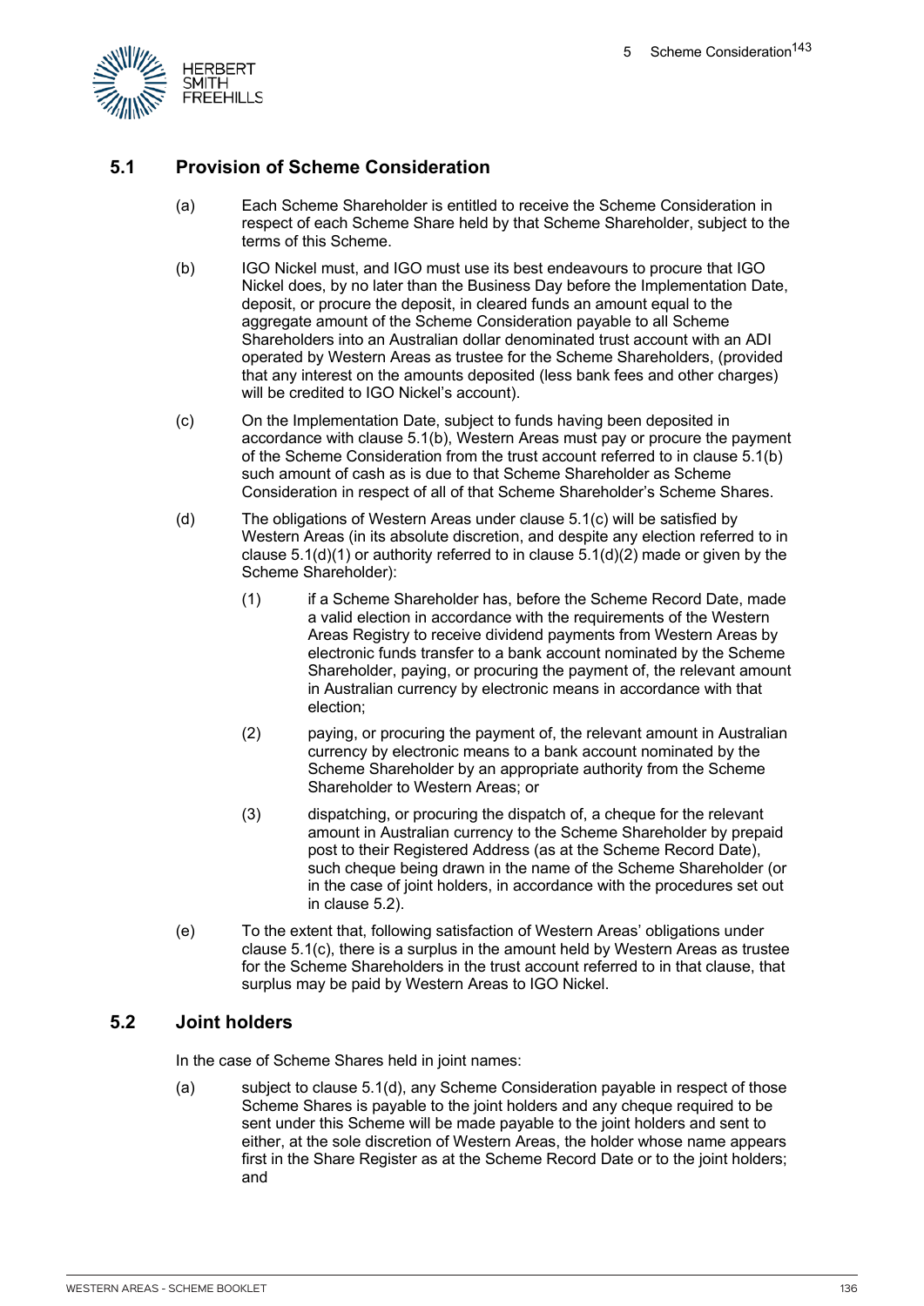## 5.1 Provision of Scheme Consideration

(a) Each Scheme Shareholder is entitled to receive the Scheme Consideration in respect of each Scheme Share held by that Scheme Shareholder, subject to the terms of this Scheme.

(b) IGO Nickel must, and IGO must use its best endeavours to procure that IGO Nickel does, by no later than the Business Day before the Implementation Date, deposit, or procure the deposit, in cleared funds an amount equal to the aggregate amount of the Scheme Consideration payable to all Scheme Shareholders into an Australian dollar denominated trust account with an ADI operated by Western Areas as trustee for the Scheme Shareholders, (provided that any interest on the amounts deposited (less bank fees and other charges) will be credited to IGO Nickel's account).

(c) On the Implementation Date, subject to funds having been deposited in accordance with clause 5.1(b), Western Areas must pay or procure the payment of the Scheme Consideration from the trust account referred to in clause 5.1(b) such amount of cash as is due to that Scheme Shareholder as Scheme Consideration in respect of all of that Scheme Shareholder's Scheme Shares.

(d) The obligations of Western Areas under clause 5.1(c) will be satisfied by Western Areas (in its absolute discretion, and despite any election referred to in clause 5.1(d)(1) or authority referred to in clause 5.1(d)(2) made or given by the Scheme Shareholder):

(1) if a Scheme Shareholder has, before the Scheme Record Date, made a valid election in accordance with the requirements of the Western Areas Registry to receive dividend payments from Western Areas by electronic funds transfer to a bank account nominated by the Scheme Shareholder, paying, or procuring the payment of, the relevant amount in Australian currency by electronic means in accordance with that election;

(2) paying, or procuring the payment of, the relevant amount in Australian currency by electronic means to a bank account nominated by the Scheme Shareholder by an appropriate authority from the Scheme Shareholder to Western Areas; or

(3) dispatching, or procuring the dispatch of, a cheque for the relevant amount in Australian currency to the Scheme Shareholder by prepaid post to their Registered Address (as at the Scheme Record Date), such cheque being drawn in the name of the Scheme Shareholder (or in the case of joint holders, in accordance with the procedures set out in clause 5.2).

(e) To the extent that, following satisfaction of Western Areas' obligations under clause 5.1(c), there is a surplus in the amount held by Western Areas as trustee for the Scheme Shareholders in the trust account referred to in that clause, that surplus may be paid by Western Areas to IGO Nickel.

## 5.2 Joint holders

In the case of Scheme Shares held in joint names:

(a) subject to clause 5.1(d), any Scheme Consideration payable in respect of those Scheme Shares is payable to the joint holders and any cheque required to be sent under this Scheme will be made payable to the joint holders and sent to either, at the sole discretion of Western Areas, the holder whose name appears first in the Share Register as at the Scheme Record Date or to the joint holders; and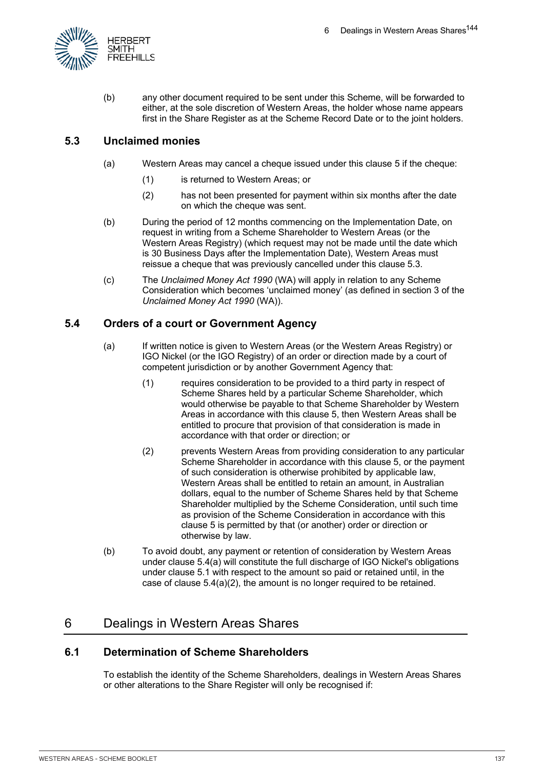(b) any other document required to be sent under this Scheme, will be forwarded to either, at the sole discretion of Western Areas, the holder whose name appears first in the Share Register as at the Scheme Record Date or to the joint holders.

### 5.3 Unclaimed monies

(a) Western Areas may cancel a cheque issued under this clause 5 if the cheque:

(1) is returned to Western Areas; or

(2) has not been presented for payment within six months after the date on which the cheque was sent.

(b) During the period of 12 months commencing on the Implementation Date, on request in writing from a Scheme Shareholder to Western Areas (or the Western Areas Registry) (which request may not be made until the date which is 30 Business Days after the Implementation Date), Western Areas must reissue a cheque that was previously cancelled under this clause 5.3.

(c) The *Unclaimed Money Act 1990* (WA) will apply in relation to any Scheme Consideration which becomes 'unclaimed money' (as defined in section 3 of the *Unclaimed Money Act 1990* (WA)).

### 5.4 Orders of a court or Government Agency

(a) If written notice is given to Western Areas (or the Western Areas Registry) or IGO Nickel (or the IGO Registry) of an order or direction made by a court of competent jurisdiction or by another Government Agency that:

(1) requires consideration to be provided to a third party in respect of Scheme Shares held by a particular Scheme Shareholder, which would otherwise be payable to that Scheme Shareholder by Western Areas in accordance with this clause 5, then Western Areas shall be entitled to procure that provision of that consideration is made in accordance with that order or direction; or

(2) prevents Western Areas from providing consideration to any particular Scheme Shareholder in accordance with this clause 5, or the payment of such consideration is otherwise prohibited by applicable law, Western Areas shall be entitled to retain an amount, in Australian dollars, equal to the number of Scheme Shares held by that Scheme Shareholder multiplied by the Scheme Consideration, until such time as provision of the Scheme Consideration in accordance with this clause 5 is permitted by that (or another) order or direction or otherwise by law.

(b) To avoid doubt, any payment or retention of consideration by Western Areas under clause 5.4(a) will constitute the full discharge of IGO Nickel's obligations under clause 5.1 with respect to the amount so paid or retained until, in the case of clause 5.4(a)(2), the amount is no longer required to be retained.

## 6 Dealings in Western Areas Shares

### 6.1 Determination of Scheme Shareholders

To establish the identity of the Scheme Shareholders, dealings in Western Areas Shares or other alterations to the Share Register will only be recognised if: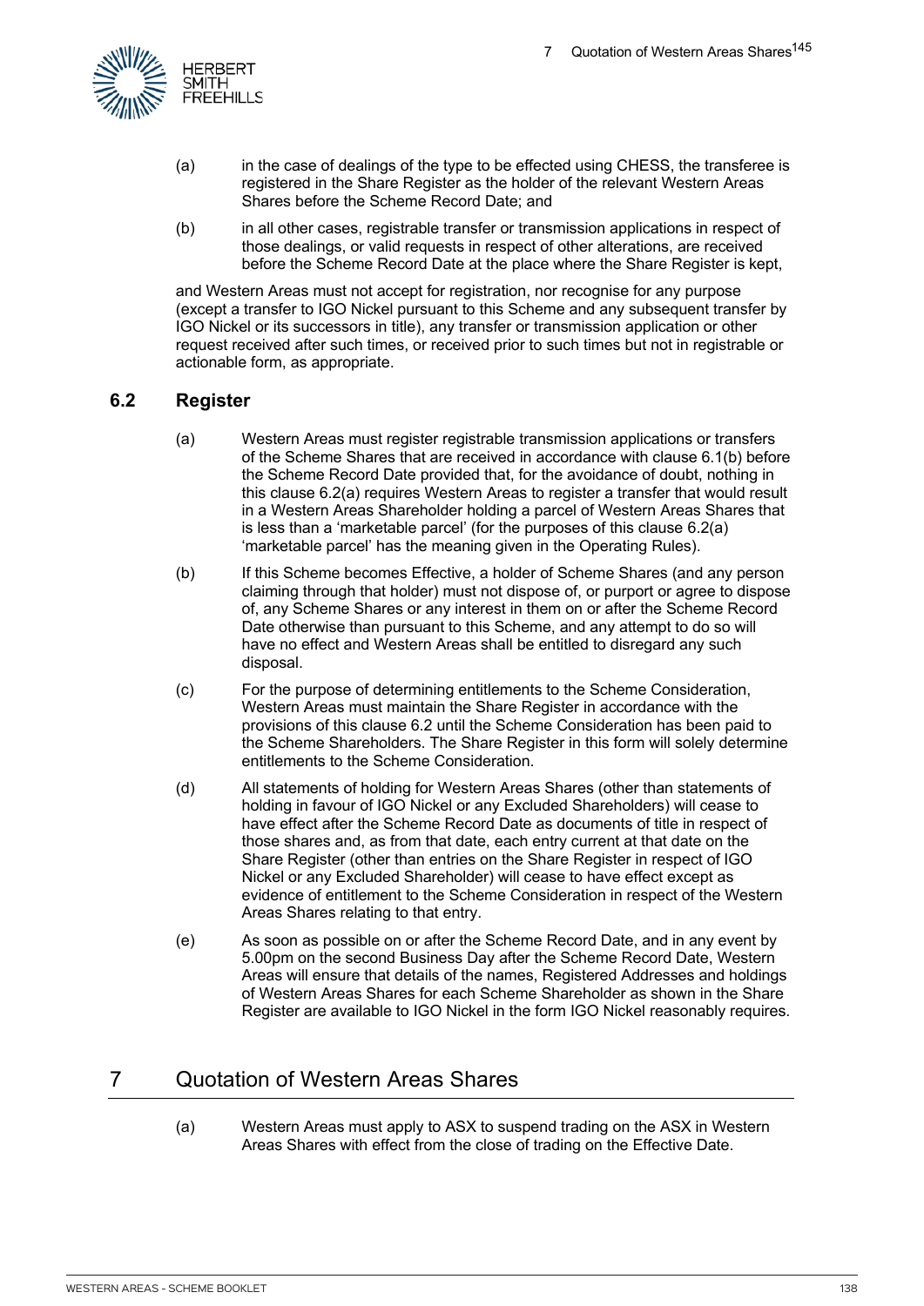(a) in the case of dealings of the type to be effected using CHESS, the transferee is registered in the Share Register as the holder of the relevant Western Areas Shares before the Scheme Record Date; and

(b) in all other cases, registrable transfer or transmission applications in respect of those dealings, or valid requests in respect of other alterations, are received before the Scheme Record Date at the place where the Share Register is kept,

and Western Areas must not accept for registration, nor recognise for any purpose (except a transfer to IGO Nickel pursuant to this Scheme and any subsequent transfer by IGO Nickel or its successors in title), any transfer or transmission application or other request received after such times, or received prior to such times but not in registrable or actionable form, as appropriate.

### 6.2 Register

(a) Western Areas must register registrable transmission applications or transfers of the Scheme Shares that are received in accordance with clause 6.1(b) before the Scheme Record Date provided that, for the avoidance of doubt, nothing in this clause 6.2(a) requires Western Areas to register a transfer that would result in a Western Areas Shareholder holding a parcel of Western Areas Shares that is less than a 'marketable parcel' (for the purposes of this clause 6.2(a) 'marketable parcel' has the meaning given in the Operating Rules).

(b) If this Scheme becomes Effective, a holder of Scheme Shares (and any person claiming through that holder) must not dispose of, or purport or agree to dispose of, any Scheme Shares or any interest in them on or after the Scheme Record Date otherwise than pursuant to this Scheme, and any attempt to do so will have no effect and Western Areas shall be entitled to disregard any such disposal.

(c) For the purpose of determining entitlements to the Scheme Consideration, Western Areas must maintain the Share Register in accordance with the provisions of this clause 6.2 until the Scheme Consideration has been paid to the Scheme Shareholders. The Share Register in this form will solely determine entitlements to the Scheme Consideration.

(d) All statements of holding for Western Areas Shares (other than statements of holding in favour of IGO Nickel or any Excluded Shareholders) will cease to have effect after the Scheme Record Date as documents of title in respect of those shares and, as from that date, each entry current at that date on the Share Register (other than entries on the Share Register in respect of IGO Nickel or any Excluded Shareholder) will cease to have effect except as evidence of entitlement to the Scheme Consideration in respect of the Western Areas Shares relating to that entry.

(e) As soon as possible on or after the Scheme Record Date, and in any event by 5.00pm on the second Business Day after the Scheme Record Date, Western Areas will ensure that details of the names, Registered Addresses and holdings of Western Areas Shares for each Scheme Shareholder as shown in the Share Register are available to IGO Nickel in the form IGO Nickel reasonably requires.

## 7 Quotation of Western Areas Shares

(a) Western Areas must apply to ASX to suspend trading on the ASX in Western Areas Shares with effect from the close of trading on the Effective Date.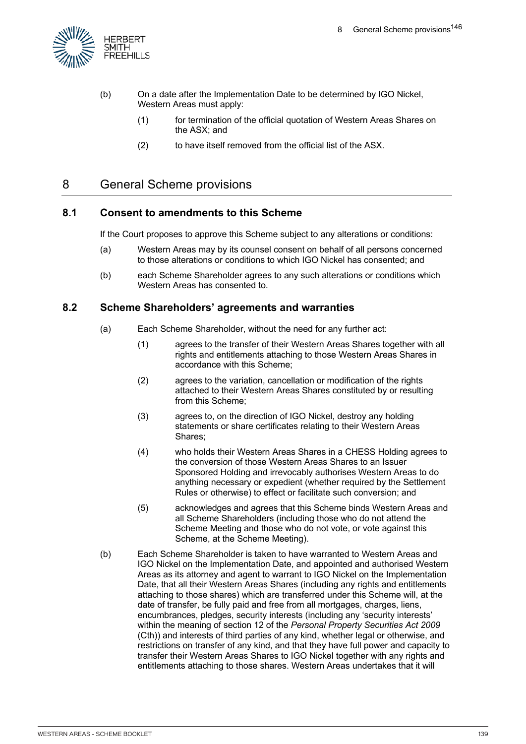(b) On a date after the Implementation Date to be determined by IGO Nickel, Western Areas must apply:

(1) for termination of the official quotation of Western Areas Shares on the ASX; and

(2) to have itself removed from the official list of the ASX.

## 8 General Scheme provisions

### 8.1 Consent to amendments to this Scheme

If the Court proposes to approve this Scheme subject to any alterations or conditions:

(a) Western Areas may by its counsel consent on behalf of all persons concerned to those alterations or conditions to which IGO Nickel has consented; and

(b) each Scheme Shareholder agrees to any such alterations or conditions which Western Areas has consented to.

### 8.2 Scheme Shareholders' agreements and warranties

(a) Each Scheme Shareholder, without the need for any further act:

(1) agrees to the transfer of their Western Areas Shares together with all rights and entitlements attaching to those Western Areas Shares in accordance with this Scheme;

(2) agrees to the variation, cancellation or modification of the rights attached to their Western Areas Shares constituted by or resulting from this Scheme;

(3) agrees to, on the direction of IGO Nickel, destroy any holding statements or share certificates relating to their Western Areas Shares;

(4) who holds their Western Areas Shares in a CHESS Holding agrees to the conversion of those Western Areas Shares to an Issuer Sponsored Holding and irrevocably authorises Western Areas to do anything necessary or expedient (whether required by the Settlement Rules or otherwise) to effect or facilitate such conversion; and

(5) acknowledges and agrees that this Scheme binds Western Areas and all Scheme Shareholders (including those who do not attend the Scheme Meeting and those who do not vote, or vote against this Scheme, at the Scheme Meeting).

(b) Each Scheme Shareholder is taken to have warranted to Western Areas and IGO Nickel on the Implementation Date, and appointed and authorised Western Areas as its attorney and agent to warrant to IGO Nickel on the Implementation Date, that all their Western Areas Shares (including any rights and entitlements attaching to those shares) which are transferred under this Scheme will, at the date of transfer, be fully paid and free from all mortgages, charges, liens, encumbrances, pledges, security interests (including any 'security interests' within the meaning of section 12 of the *Personal Property Securities Act 2009* (Cth)) and interests of third parties of any kind, whether legal or otherwise, and restrictions on transfer of any kind, and that they have full power and capacity to transfer their Western Areas Shares to IGO Nickel together with any rights and entitlements attaching to those shares. Western Areas undertakes that it will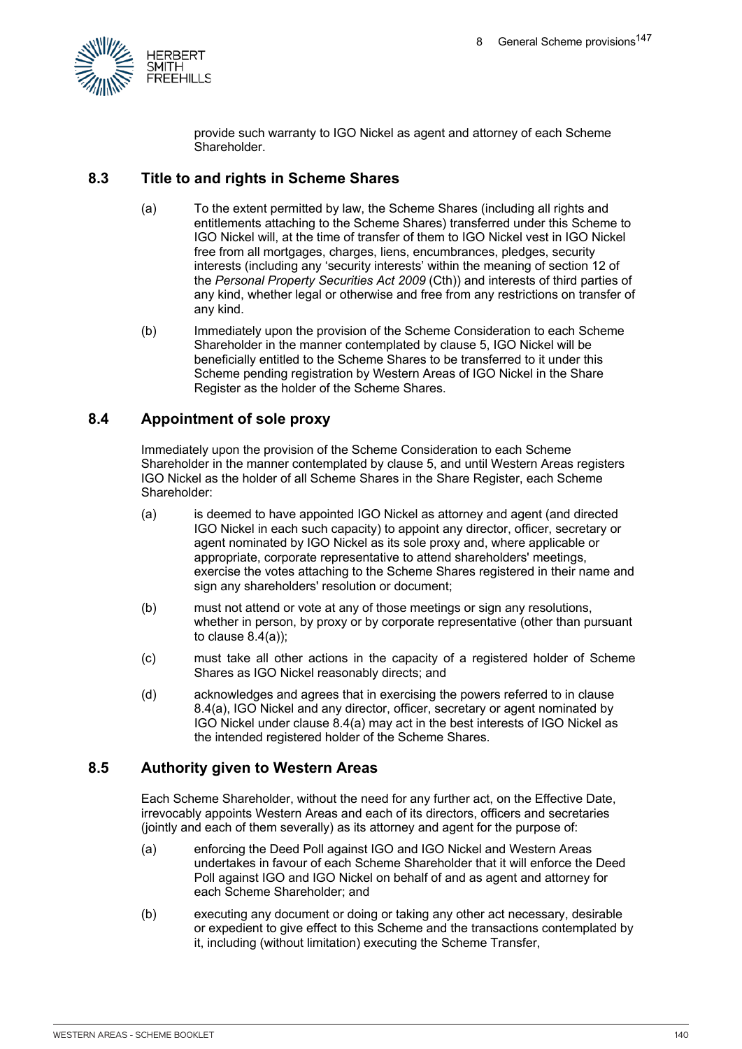provide such warranty to IGO Nickel as agent and attorney of each Scheme Shareholder.

## 8.3 Title to and rights in Scheme Shares

(a) To the extent permitted by law, the Scheme Shares (including all rights and entitlements attaching to the Scheme Shares) transferred under this Scheme to IGO Nickel will, at the time of transfer of them to IGO Nickel vest in IGO Nickel free from all mortgages, charges, liens, encumbrances, pledges, security interests (including any 'security interests' within the meaning of section 12 of the *Personal Property Securities Act 2009* (Cth)) and interests of third parties of any kind, whether legal or otherwise and free from any restrictions on transfer of any kind.

(b) Immediately upon the provision of the Scheme Consideration to each Scheme Shareholder in the manner contemplated by clause 5, IGO Nickel will be beneficially entitled to the Scheme Shares to be transferred to it under this Scheme pending registration by Western Areas of IGO Nickel in the Share Register as the holder of the Scheme Shares.

## 8.4 Appointment of sole proxy

Immediately upon the provision of the Scheme Consideration to each Scheme Shareholder in the manner contemplated by clause 5, and until Western Areas registers IGO Nickel as the holder of all Scheme Shares in the Share Register, each Scheme Shareholder:

(a) is deemed to have appointed IGO Nickel as attorney and agent (and directed IGO Nickel in each such capacity) to appoint any director, officer, secretary or agent nominated by IGO Nickel as its sole proxy and, where applicable or appropriate, corporate representative to attend shareholders' meetings, exercise the votes attaching to the Scheme Shares registered in their name and sign any shareholders' resolution or document;

(b) must not attend or vote at any of those meetings or sign any resolutions, whether in person, by proxy or by corporate representative (other than pursuant to clause 8.4(a));

(c) must take all other actions in the capacity of a registered holder of Scheme Shares as IGO Nickel reasonably directs; and

(d) acknowledges and agrees that in exercising the powers referred to in clause 8.4(a), IGO Nickel and any director, officer, secretary or agent nominated by IGO Nickel under clause 8.4(a) may act in the best interests of IGO Nickel as the intended registered holder of the Scheme Shares.

## 8.5 Authority given to Western Areas

Each Scheme Shareholder, without the need for any further act, on the Effective Date, irrevocably appoints Western Areas and each of its directors, officers and secretaries (jointly and each of them severally) as its attorney and agent for the purpose of:

(a) enforcing the Deed Poll against IGO and IGO Nickel and Western Areas undertakes in favour of each Scheme Shareholder that it will enforce the Deed Poll against IGO and IGO Nickel on behalf of and as agent and attorney for each Scheme Shareholder; and

(b) executing any document or doing or taking any other act necessary, desirable or expedient to give effect to this Scheme and the transactions contemplated by it, including (without limitation) executing the Scheme Transfer,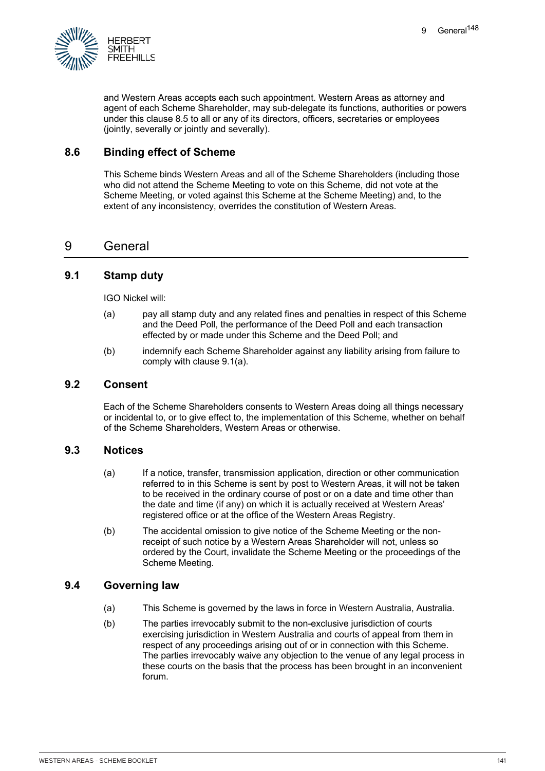and Western Areas accepts each such appointment. Western Areas as attorney and agent of each Scheme Shareholder, may sub-delegate its functions, authorities or powers under this clause 8.5 to all or any of its directors, officers, secretaries or employees (jointly, severally or jointly and severally).

### 8.6 Binding effect of Scheme

This Scheme binds Western Areas and all of the Scheme Shareholders (including those who did not attend the Scheme Meeting to vote on this Scheme, did not vote at the Scheme Meeting, or voted against this Scheme at the Scheme Meeting) and, to the extent of any inconsistency, overrides the constitution of Western Areas.

## 9 General

### 9.1 Stamp duty

IGO Nickel will:

(a) pay all stamp duty and any related fines and penalties in respect of this Scheme and the Deed Poll, the performance of the Deed Poll and each transaction effected by or made under this Scheme and the Deed Poll; and

(b) indemnify each Scheme Shareholder against any liability arising from failure to comply with clause 9.1(a).

### 9.2 Consent

Each of the Scheme Shareholders consents to Western Areas doing all things necessary or incidental to, or to give effect to, the implementation of this Scheme, whether on behalf of the Scheme Shareholders, Western Areas or otherwise.

### 9.3 Notices

(a) If a notice, transfer, transmission application, direction or other communication referred to in this Scheme is sent by post to Western Areas, it will not be taken to be received in the ordinary course of post or on a date and time other than the date and time (if any) on which it is actually received at Western Areas' registered office or at the office of the Western Areas Registry.

(b) The accidental omission to give notice of the Scheme Meeting or the non-receipt of such notice by a Western Areas Shareholder will not, unless so ordered by the Court, invalidate the Scheme Meeting or the proceedings of the Scheme Meeting.

### 9.4 Governing law

(a) This Scheme is governed by the laws in force in Western Australia, Australia.

(b) The parties irrevocably submit to the non-exclusive jurisdiction of courts exercising jurisdiction in Western Australia and courts of appeal from them in respect of any proceedings arising out of or in connection with this Scheme. The parties irrevocably waive any objection to the venue of any legal process in these courts on the basis that the process has been brought in an inconvenient forum.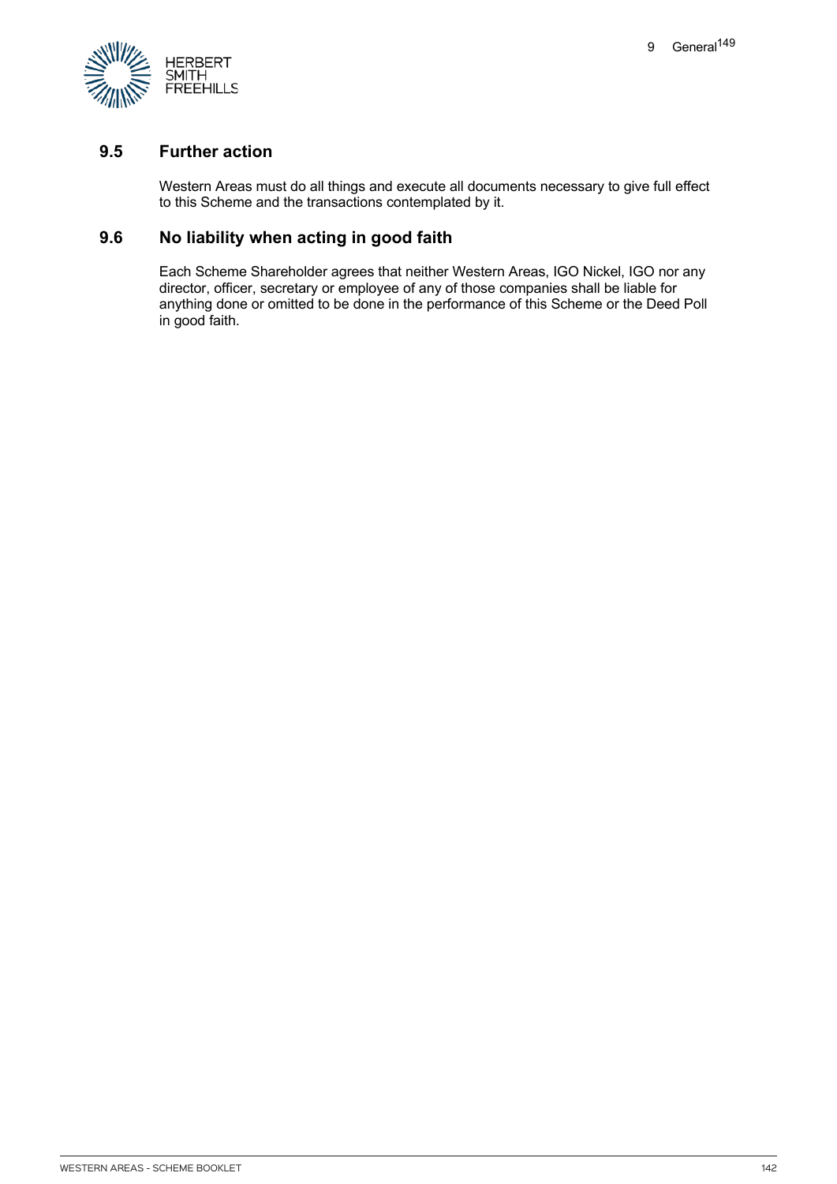## 9.5 Further action

Western Areas must do all things and execute all documents necessary to give full effect to this Scheme and the transactions contemplated by it.

## 9.6 No liability when acting in good faith

Each Scheme Shareholder agrees that neither Western Areas, IGO Nickel, IGO nor any director, officer, secretary or employee of any of those companies shall be liable for anything done or omitted to be done in the performance of this Scheme or the Deed Poll in good faith.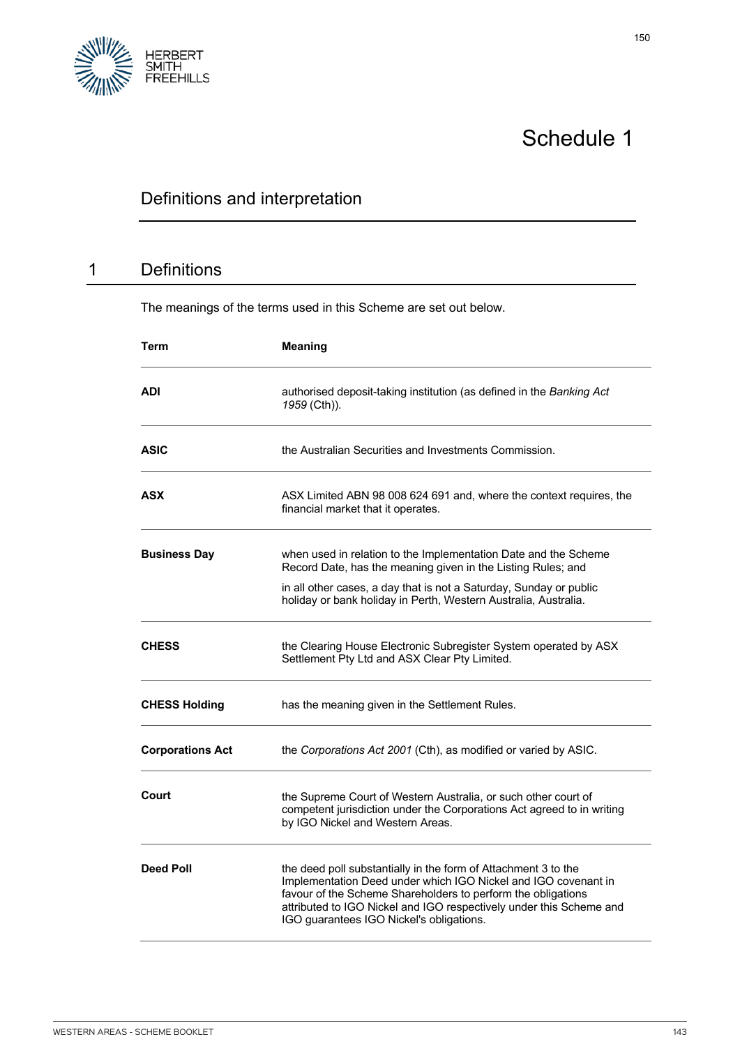# Schedule 1

## Definitions and interpretation

## 1 Definitions

The meanings of the terms used in this Scheme are set out below.

| Term | Meaning |
|---|---|
| **ADI** | authorised deposit-taking institution (as defined in the *Banking Act 1959* (Cth)). |
| **ASIC** | the Australian Securities and Investments Commission. |
| **ASX** | ASX Limited ABN 98 008 624 691 and, where the context requires, the financial market that it operates. |
| **Business Day** | when used in relation to the Implementation Date and the Scheme Record Date, has the meaning given in the Listing Rules; and<br>in all other cases, a day that is not a Saturday, Sunday or public holiday or bank holiday in Perth, Western Australia, Australia. |
| **CHESS** | the Clearing House Electronic Subregister System operated by ASX Settlement Pty Ltd and ASX Clear Pty Limited. |
| **CHESS Holding** | has the meaning given in the Settlement Rules. |
| **Corporations Act** | the *Corporations Act 2001* (Cth), as modified or varied by ASIC. |
| **Court** | the Supreme Court of Western Australia, or such other court of competent jurisdiction under the Corporations Act agreed to in writing by IGO Nickel and Western Areas. |
| **Deed Poll** | the deed poll substantially in the form of Attachment 3 to the Implementation Deed under which IGO Nickel and IGO covenant in favour of the Scheme Shareholders to perform the obligations attributed to IGO Nickel and IGO respectively under this Scheme and IGO guarantees IGO Nickel's obligations. |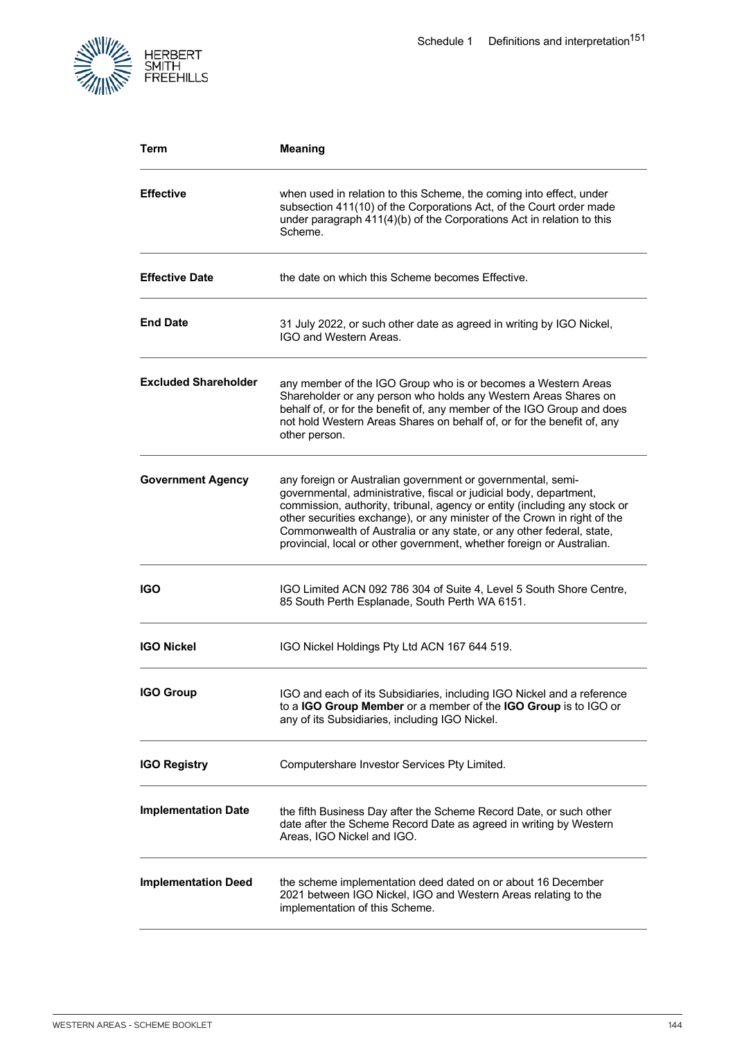| Term | Meaning |
|---|---|
| **Effective** | when used in relation to this Scheme, the coming into effect, under subsection 411(10) of the Corporations Act, of the Court order made under paragraph 411(4)(b) of the Corporations Act in relation to this Scheme. |
| **Effective Date** | the date on which this Scheme becomes Effective. |
| **End Date** | 31 July 2022, or such other date as agreed in writing by IGO Nickel, IGO and Western Areas. |
| **Excluded Shareholder** | any member of the IGO Group who is or becomes a Western Areas Shareholder or any person who holds any Western Areas Shares on behalf of, or for the benefit of, any member of the IGO Group and does not hold Western Areas Shares on behalf of, or for the benefit of, any other person. |
| **Government Agency** | any foreign or Australian government or governmental, semi-governmental, administrative, fiscal or judicial body, department, commission, authority, tribunal, agency or entity (including any stock or other securities exchange), or any minister of the Crown in right of the Commonwealth of Australia or any state, or any other federal, state, provincial, local or other government, whether foreign or Australian. |
| **IGO** | IGO Limited ACN 092 786 304 of Suite 4, Level 5 South Shore Centre, 85 South Perth Esplanade, South Perth WA 6151. |
| **IGO Nickel** | IGO Nickel Holdings Pty Ltd ACN 167 644 519. |
| **IGO Group** | IGO and each of its Subsidiaries, including IGO Nickel and a reference to a **IGO Group Member** or a member of the **IGO Group** is to IGO or any of its Subsidiaries, including IGO Nickel. |
| **IGO Registry** | Computershare Investor Services Pty Limited. |
| **Implementation Date** | the fifth Business Day after the Scheme Record Date, or such other date after the Scheme Record Date as agreed in writing by Western Areas, IGO Nickel and IGO. |
| **Implementation Deed** | the scheme implementation deed dated on or about 16 December 2021 between IGO Nickel, IGO and Western Areas relating to the implementation of this Scheme. |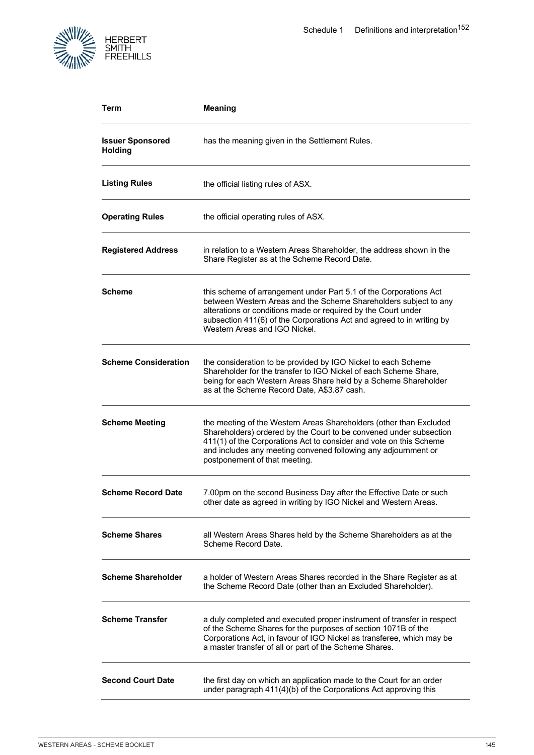| Term | Meaning |
| --- | --- |
| **Issuer Sponsored Holding** | has the meaning given in the Settlement Rules. |
| **Listing Rules** | the official listing rules of ASX. |
| **Operating Rules** | the official operating rules of ASX. |
| **Registered Address** | in relation to a Western Areas Shareholder, the address shown in the Share Register as at the Scheme Record Date. |
| **Scheme** | this scheme of arrangement under Part 5.1 of the Corporations Act between Western Areas and the Scheme Shareholders subject to any alterations or conditions made or required by the Court under subsection 411(6) of the Corporations Act and agreed to in writing by Western Areas and IGO Nickel. |
| **Scheme Consideration** | the consideration to be provided by IGO Nickel to each Scheme Shareholder for the transfer to IGO Nickel of each Scheme Share, being for each Western Areas Share held by a Scheme Shareholder as at the Scheme Record Date, A$3.87 cash. |
| **Scheme Meeting** | the meeting of the Western Areas Shareholders (other than Excluded Shareholders) ordered by the Court to be convened under subsection 411(1) of the Corporations Act to consider and vote on this Scheme and includes any meeting convened following any adjournment or postponement of that meeting. |
| **Scheme Record Date** | 7.00pm on the second Business Day after the Effective Date or such other date as agreed in writing by IGO Nickel and Western Areas. |
| **Scheme Shares** | all Western Areas Shares held by the Scheme Shareholders as at the Scheme Record Date. |
| **Scheme Shareholder** | a holder of Western Areas Shares recorded in the Share Register as at the Scheme Record Date (other than an Excluded Shareholder). |
| **Scheme Transfer** | a duly completed and executed proper instrument of transfer in respect of the Scheme Shares for the purposes of section 1071B of the Corporations Act, in favour of IGO Nickel as transferee, which may be a master transfer of all or part of the Scheme Shares. |
| **Second Court Date** | the first day on which an application made to the Court for an order under paragraph 411(4)(b) of the Corporations Act approving this |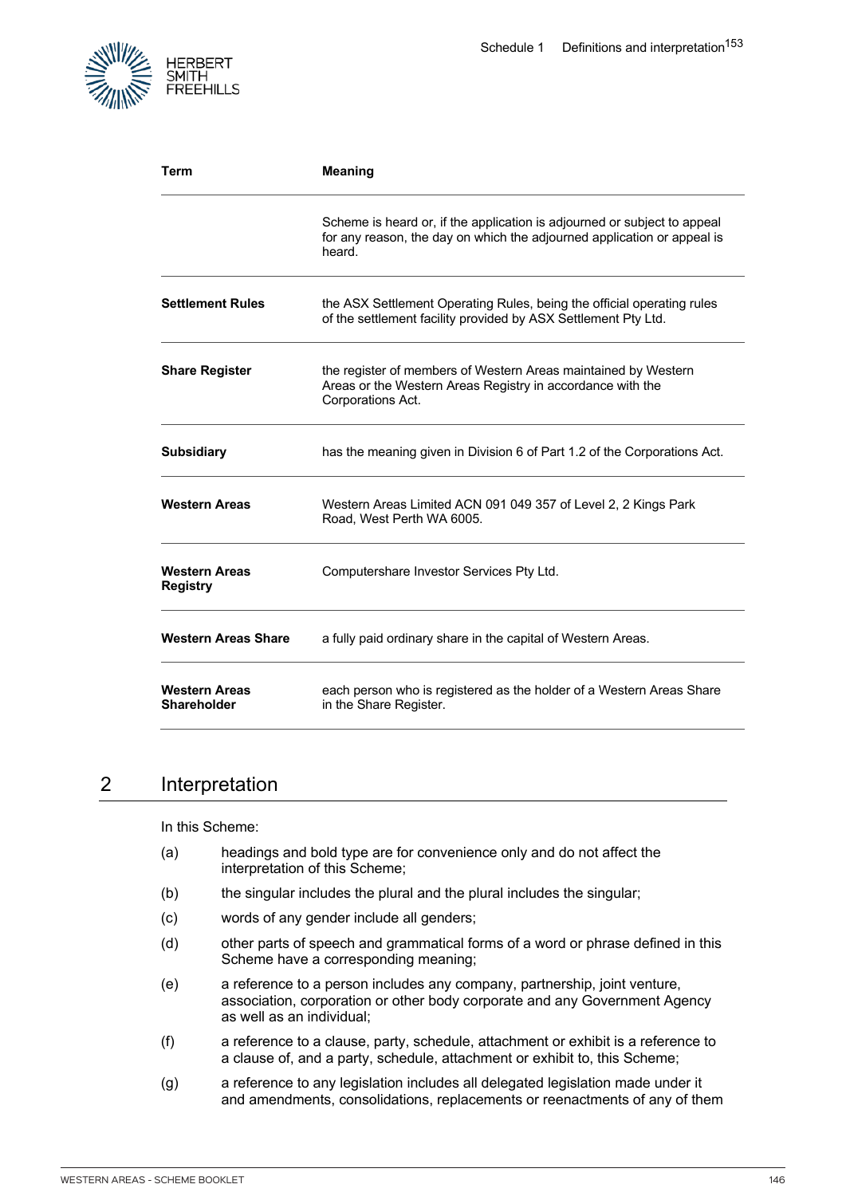| Term | Meaning |
| --- | --- |
| | Scheme is heard or, if the application is adjourned or subject to appeal for any reason, the day on which the adjourned application or appeal is heard. |
| **Settlement Rules** | the ASX Settlement Operating Rules, being the official operating rules of the settlement facility provided by ASX Settlement Pty Ltd. |
| **Share Register** | the register of members of Western Areas maintained by Western Areas or the Western Areas Registry in accordance with the Corporations Act. |
| **Subsidiary** | has the meaning given in Division 6 of Part 1.2 of the Corporations Act. |
| **Western Areas** | Western Areas Limited ACN 091 049 357 of Level 2, 2 Kings Park Road, West Perth WA 6005. |
| **Western Areas Registry** | Computershare Investor Services Pty Ltd. |
| **Western Areas Share** | a fully paid ordinary share in the capital of Western Areas. |
| **Western Areas Shareholder** | each person who is registered as the holder of a Western Areas Share in the Share Register. |

## 2 Interpretation

In this Scheme:

(a) headings and bold type are for convenience only and do not affect the interpretation of this Scheme;

(b) the singular includes the plural and the plural includes the singular;

(c) words of any gender include all genders;

(d) other parts of speech and grammatical forms of a word or phrase defined in this Scheme have a corresponding meaning;

(e) a reference to a person includes any company, partnership, joint venture, association, corporation or other body corporate and any Government Agency as well as an individual;

(f) a reference to a clause, party, schedule, attachment or exhibit is a reference to a clause of, and a party, schedule, attachment or exhibit to, this Scheme;

(g) a reference to any legislation includes all delegated legislation made under it and amendments, consolidations, replacements or reenactments of any of them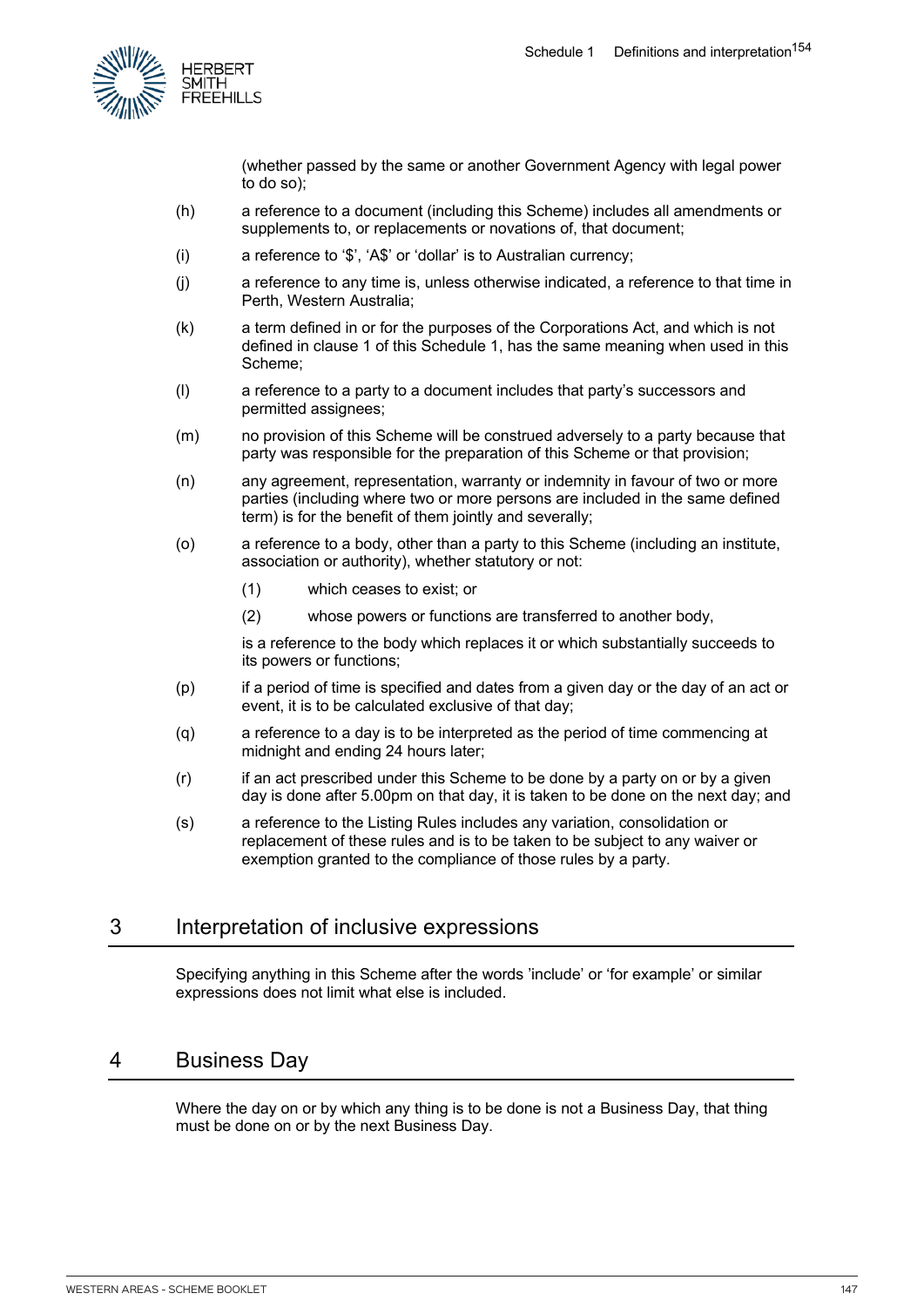(whether passed by the same or another Government Agency with legal power to do so);

(h) a reference to a document (including this Scheme) includes all amendments or supplements to, or replacements or novations of, that document;

(i) a reference to '$', 'A$' or 'dollar' is to Australian currency;

(j) a reference to any time is, unless otherwise indicated, a reference to that time in Perth, Western Australia;

(k) a term defined in or for the purposes of the Corporations Act, and which is not defined in clause 1 of this Schedule 1, has the same meaning when used in this Scheme;

(l) a reference to a party to a document includes that party's successors and permitted assignees;

(m) no provision of this Scheme will be construed adversely to a party because that party was responsible for the preparation of this Scheme or that provision;

(n) any agreement, representation, warranty or indemnity in favour of two or more parties (including where two or more persons are included in the same defined term) is for the benefit of them jointly and severally;

(o) a reference to a body, other than a party to this Scheme (including an institute, association or authority), whether statutory or not:

   (1) which ceases to exist; or

   (2) whose powers or functions are transferred to another body,

   is a reference to the body which replaces it or which substantially succeeds to its powers or functions;

(p) if a period of time is specified and dates from a given day or the day of an act or event, it is to be calculated exclusive of that day;

(q) a reference to a day is to be interpreted as the period of time commencing at midnight and ending 24 hours later;

(r) if an act prescribed under this Scheme to be done by a party on or by a given day is done after 5.00pm on that day, it is taken to be done on the next day; and

(s) a reference to the Listing Rules includes any variation, consolidation or replacement of these rules and is to be taken to be subject to any waiver or exemption granted to the compliance of those rules by a party.

## 3 Interpretation of inclusive expressions

Specifying anything in this Scheme after the words 'include' or 'for example' or similar expressions does not limit what else is included.

## 4 Business Day

Where the day on or by which any thing is to be done is not a Business Day, that thing must be done on or by the next Business Day.